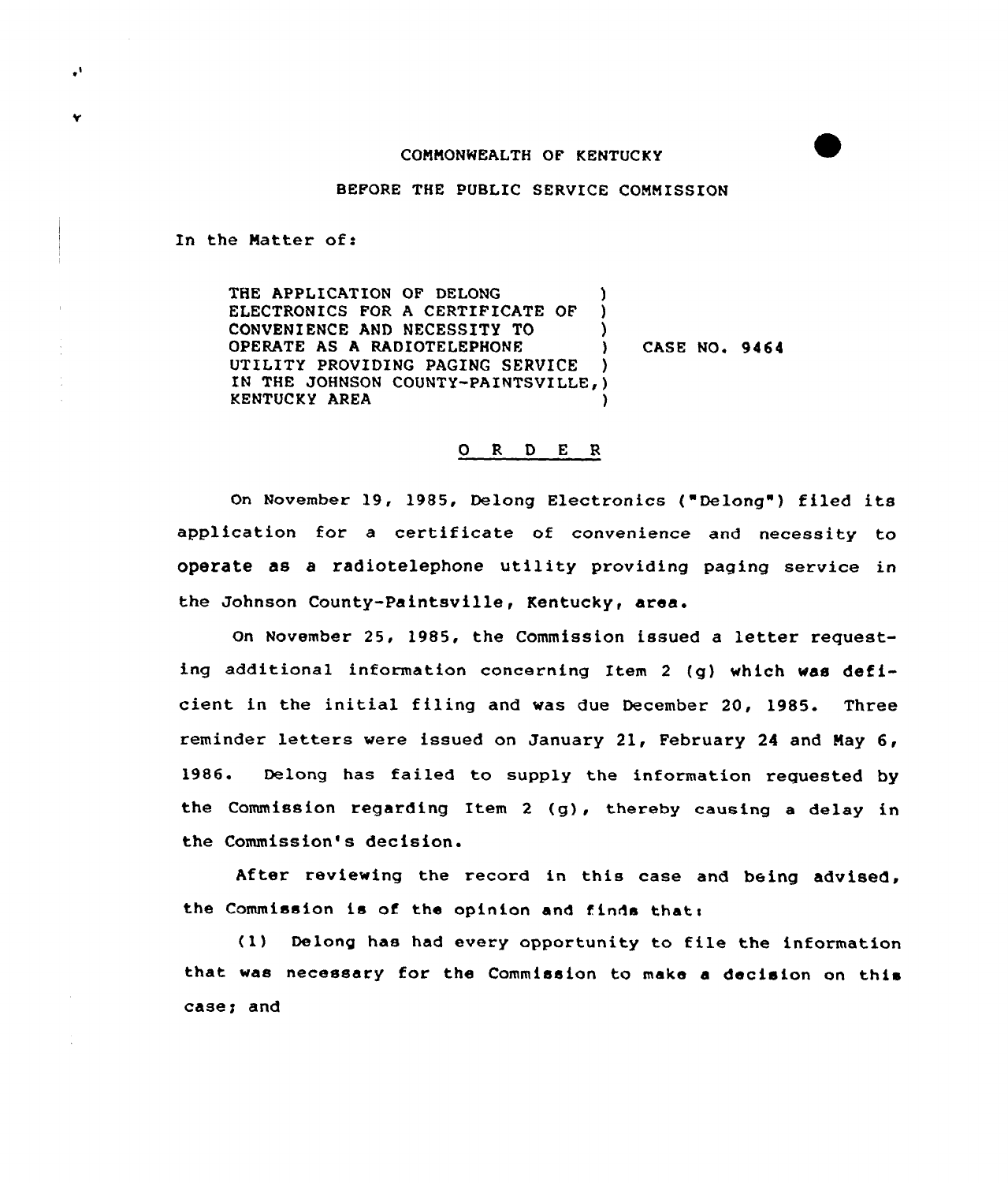COMMONWEALTH OF KENTUCKY

BEFORE THE PUBLIC SERVICE COMMISSION

In the Matter of:

THE APPLICATION OF DELONG ELECTRONICS FOR A CERTIFICATE OF CONVENIENCE AND NECESSITY TO OPERATE AS A RADIOTELEPHONE UTILITY PROVIDING PAGING SERVICE IN THE JOHNSON COUNTY-PAINTSVILLE, KENTUCKY AREA ) CASE NO. 9464

## O R D E R

On November 19, 1985, Delong Electronics ("Delong") filed its application for a certificate of convenience and necessity to operate as a radiotelephone utility providing paging service in the Johnson County-Paintsville, Kentucky, area.

On November 25, 1985, the Commission issued a letter requesting additional information concerning Item 2 (g) which was deficient in the initial filing and was due December 20, 1985. Three reminder letters were issued on January 21, February 24 and May 6, 1986. Delong has failed to supply the information requested by the Commission regarding Item 2 (g), thereby causing a delay in the Commission's decision.

After reviewing the record in this case and being advised, the Commission is of the opinion and finds that:

(1) Delong has had every opportunity to file the information that was necessary for the Commission to make a decision on this case; and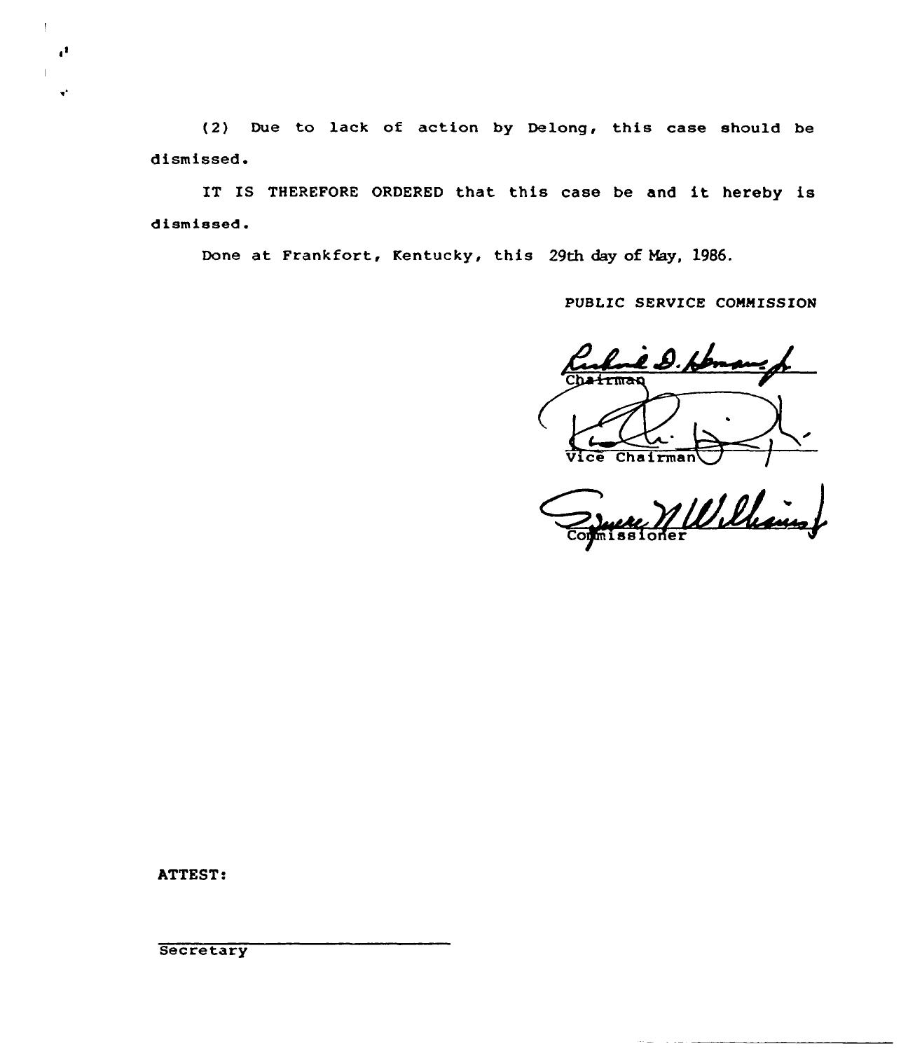(2) Due to lack of action by Delong, this case should be dismissed.

IT IS THEREFORE ORDERED that this case be and it hereby is dismissed.

Done at Frankfort, Kentucky, this 29th day of May, 1986.

PUBLIC SERVICE COMMISSION

Chairman

Vice Chairman

Commissioner

ATTEST:

Secretary